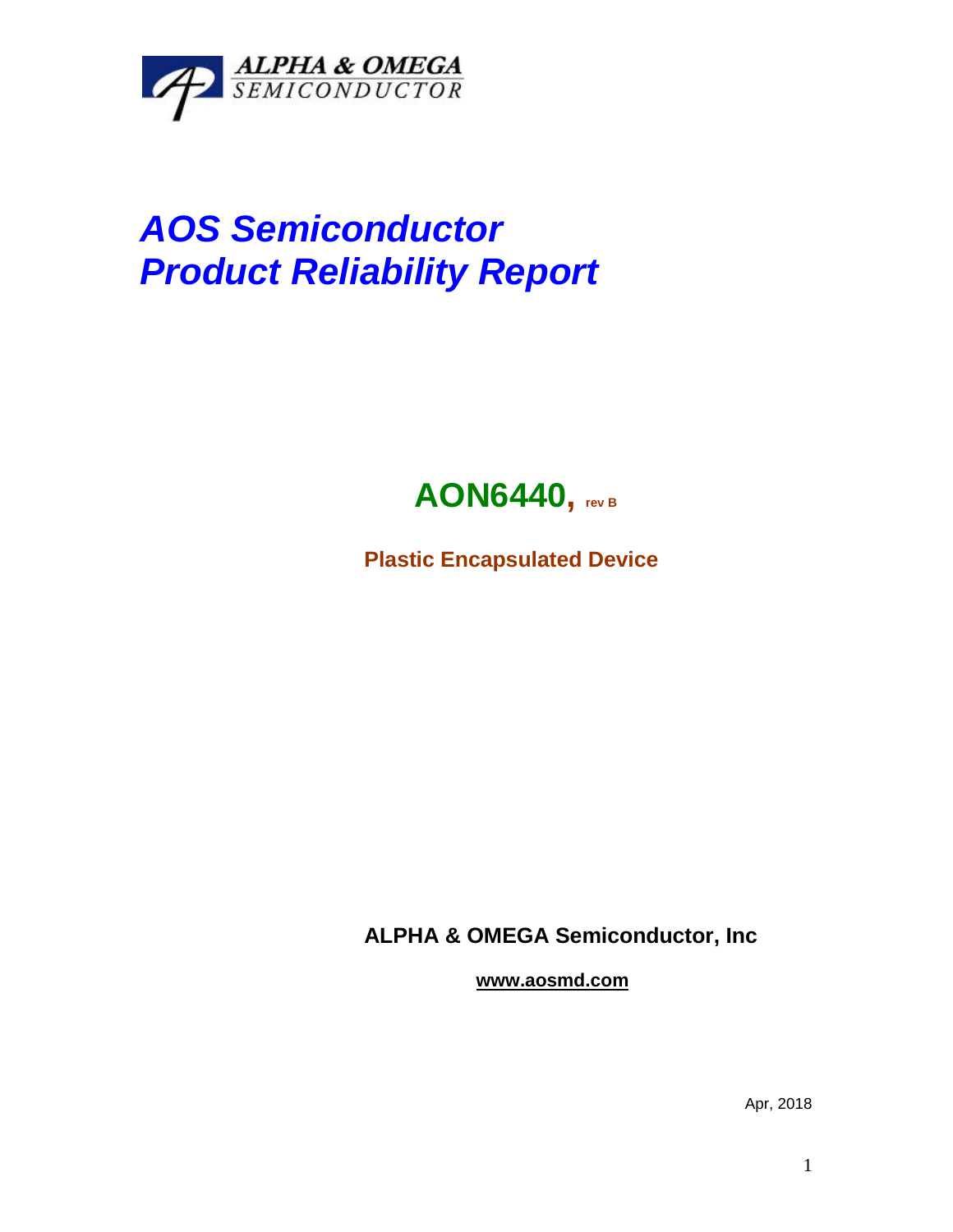ALPHA & OMEGA
SEMICONDUCTOR

# *AOS Semiconductor Product Reliability Report*

## AON6440, rev B

**Plastic Encapsulated Device**

**ALPHA & OMEGA Semiconductor, Inc**

**www.aosmd.com**

Apr, 2018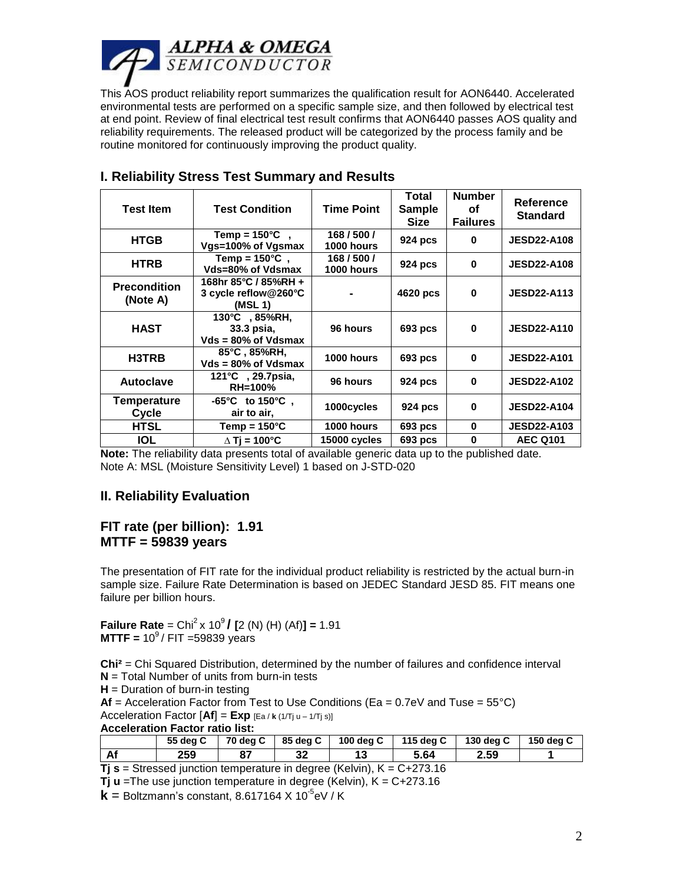ALPHA & OMEGA SEMICONDUCTOR

This AOS product reliability report summarizes the qualification result for AON6440. Accelerated environmental tests are performed on a specific sample size, and then followed by electrical test at end point. Review of final electrical test result confirms that AON6440 passes AOS quality and reliability requirements. The released product will be categorized by the process family and be routine monitored for continuously improving the product quality.

## I. Reliability Stress Test Summary and Results

| Test Item | Test Condition | Time Point | Total Sample Size | Number of Failures | Reference Standard |
|---|---|---|---|---|---|
| **HTGB** | Temp = 150°C , Vgs=100% of Vgsmax | 168 / 500 / 1000 hours | 924 pcs | 0 | JESD22-A108 |
| **HTRB** | Temp = 150°C , Vds=80% of Vdsmax | 168 / 500 / 1000 hours | 924 pcs | 0 | JESD22-A108 |
| **Precondition (Note A)** | 168hr 85°C / 85%RH + 3 cycle reflow@260°C (MSL 1) | - | 4620 pcs | 0 | JESD22-A113 |
| **HAST** | 130°C , 85%RH, 33.3 psia, Vds = 80% of Vdsmax | 96 hours | 693 pcs | 0 | JESD22-A110 |
| **H3TRB** | 85°C , 85%RH, Vds = 80% of Vdsmax | 1000 hours | 693 pcs | 0 | JESD22-A101 |
| **Autoclave** | 121°C , 29.7psia, RH=100% | 96 hours | 924 pcs | 0 | JESD22-A102 |
| **Temperature Cycle** | -65°C to 150°C , air to air, | 1000cycles | 924 pcs | 0 | JESD22-A104 |
| **HTSL** | Temp = 150°C | 1000 hours | 693 pcs | 0 | JESD22-A103 |
| **IOL** | $\Delta$ Tj = 100°C | 15000 cycles | 693 pcs | 0 | AEC Q101 |

**Note:** The reliability data presents total of available generic data up to the published date.
Note A: MSL (Moisture Sensitivity Level) 1 based on J-STD-020

## II. Reliability Evaluation

### FIT rate (per billion): 1.91
### MTTF = 59839 years

The presentation of FIT rate for the individual product reliability is restricted by the actual burn-in sample size. Failure Rate Determination is based on JEDEC Standard JESD 85. FIT means one failure per billion hours.

**Failure Rate** = $\text{Chi}^2 \times 10^9$ **/ [**2 (N) (H) (Af)**] =** 1.91
**MTTF =** $10^9$ / FIT =59839 years

**Chi²** = Chi Squared Distribution, determined by the number of failures and confidence interval
**N** = Total Number of units from burn-in tests
**H** = Duration of burn-in testing
**Af** = Acceleration Factor from Test to Use Conditions (Ea = 0.7eV and Tuse = 55°C)
Acceleration Factor [**Af**] = **Exp** [Ea / **k** (1/Tj u – 1/Tj s)]

**Acceleration Factor ratio list:**

| | 55 deg C | 70 deg C | 85 deg C | 100 deg C | 115 deg C | 130 deg C | 150 deg C |
|---|---|---|---|---|---|---|---|
| **Af** | 259 | 87 | 32 | 13 | 5.64 | 2.59 | 1 |

**Tj s** = Stressed junction temperature in degree (Kelvin), K = C+273.16
**Tj u** =The use junction temperature in degree (Kelvin), K = C+273.16
**k** = Boltzmann's constant, 8.617164 X $10^{-5}$eV / K